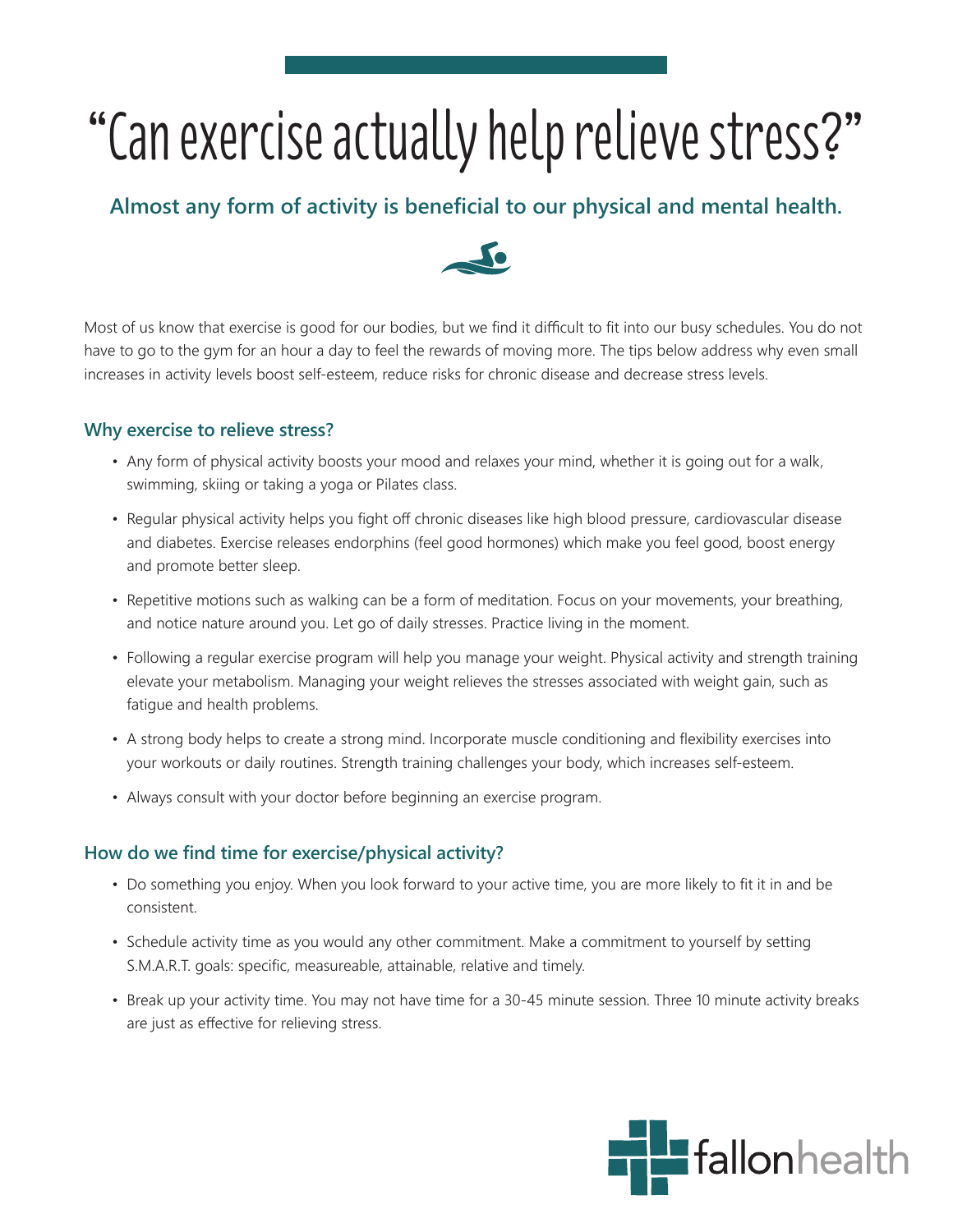# "Can exercise actually help relieve stress?"

**Almost any form of activity is beneficial to our physical and mental health.**

Most of us know that exercise is good for our bodies, but we find it difficult to fit into our busy schedules. You do not have to go to the gym for an hour a day to feel the rewards of moving more. The tips below address why even small increases in activity levels boost self-esteem, reduce risks for chronic disease and decrease stress levels.

## Why exercise to relieve stress?

- Any form of physical activity boosts your mood and relaxes your mind, whether it is going out for a walk, swimming, skiing or taking a yoga or Pilates class.
- Regular physical activity helps you fight off chronic diseases like high blood pressure, cardiovascular disease and diabetes. Exercise releases endorphins (feel good hormones) which make you feel good, boost energy and promote better sleep.
- Repetitive motions such as walking can be a form of meditation. Focus on your movements, your breathing, and notice nature around you. Let go of daily stresses. Practice living in the moment.
- Following a regular exercise program will help you manage your weight. Physical activity and strength training elevate your metabolism. Managing your weight relieves the stresses associated with weight gain, such as fatigue and health problems.
- A strong body helps to create a strong mind. Incorporate muscle conditioning and flexibility exercises into your workouts or daily routines. Strength training challenges your body, which increases self-esteem.
- Always consult with your doctor before beginning an exercise program.

## How do we find time for exercise/physical activity?

- Do something you enjoy. When you look forward to your active time, you are more likely to fit it in and be consistent.
- Schedule activity time as you would any other commitment. Make a commitment to yourself by setting S.M.A.R.T. goals: specific, measureable, attainable, relative and timely.
- Break up your activity time. You may not have time for a 30-45 minute session. Three 10 minute activity breaks are just as effective for relieving stress.

fallonhealth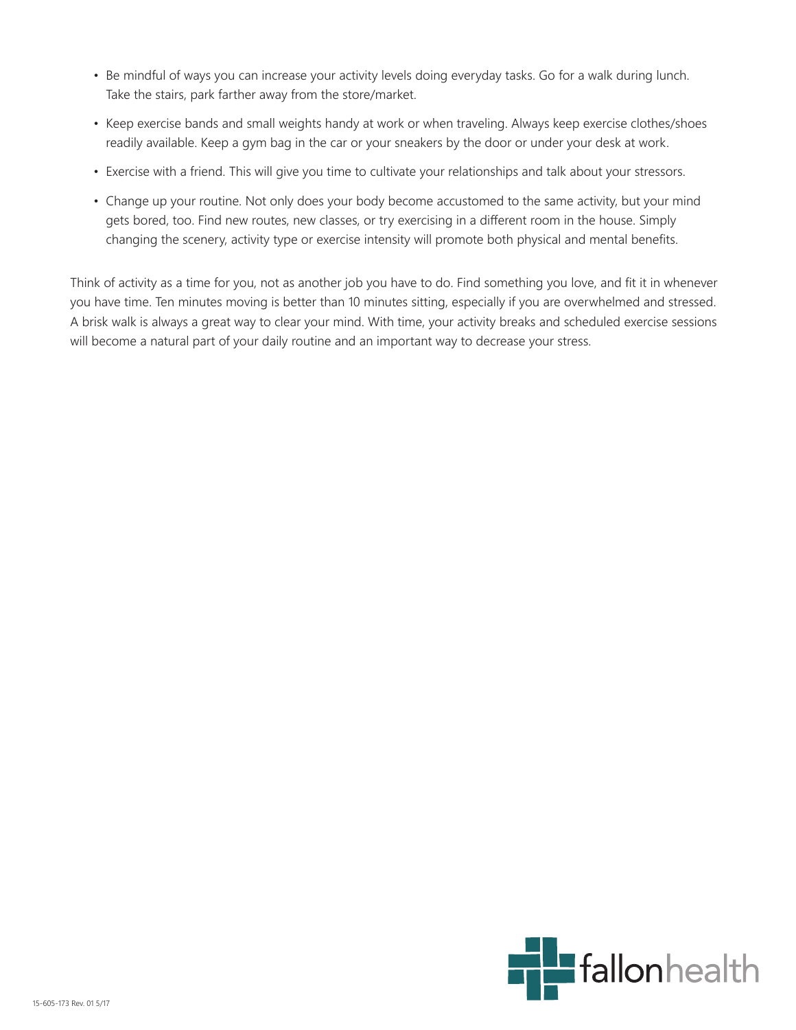- Be mindful of ways you can increase your activity levels doing everyday tasks. Go for a walk during lunch. Take the stairs, park farther away from the store/market.
- Keep exercise bands and small weights handy at work or when traveling. Always keep exercise clothes/shoes readily available. Keep a gym bag in the car or your sneakers by the door or under your desk at work.
- Exercise with a friend. This will give you time to cultivate your relationships and talk about your stressors.
- Change up your routine. Not only does your body become accustomed to the same activity, but your mind gets bored, too. Find new routes, new classes, or try exercising in a different room in the house. Simply changing the scenery, activity type or exercise intensity will promote both physical and mental benefits.

Think of activity as a time for you, not as another job you have to do. Find something you love, and fit it in whenever you have time. Ten minutes moving is better than 10 minutes sitting, especially if you are overwhelmed and stressed. A brisk walk is always a great way to clear your mind. With time, your activity breaks and scheduled exercise sessions will become a natural part of your daily routine and an important way to decrease your stress.

fallonhealth

15-605-173 Rev. 01 5/17